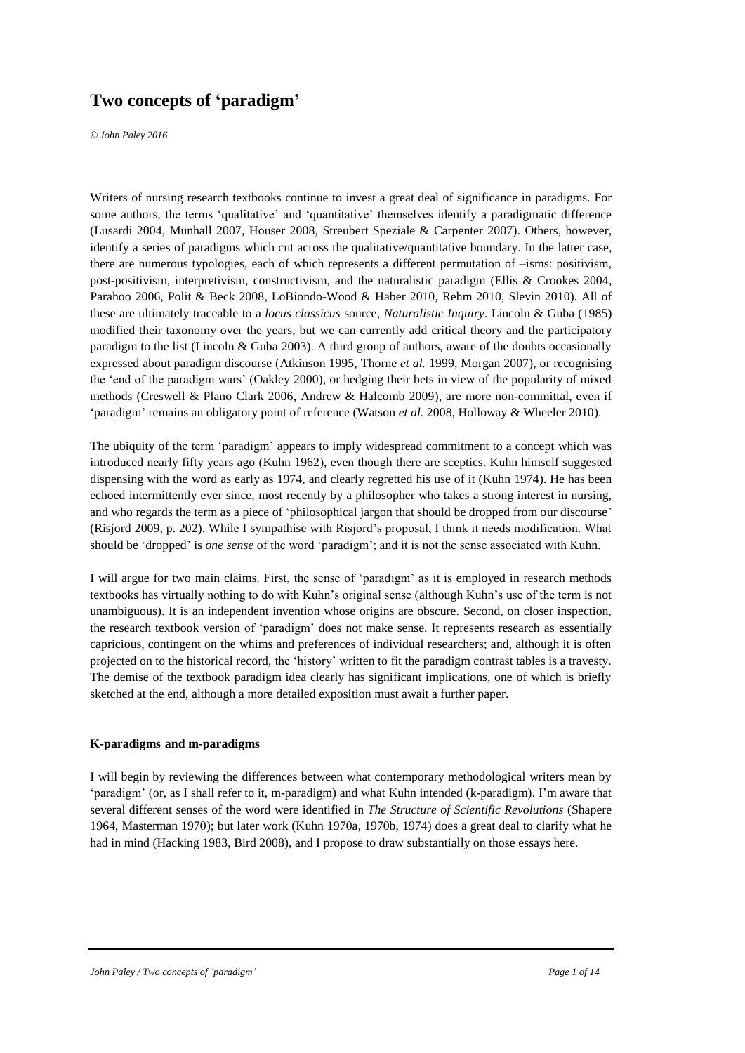# Two concepts of 'paradigm'

*© John Paley 2016*

Writers of nursing research textbooks continue to invest a great deal of significance in paradigms. For some authors, the terms 'qualitative' and 'quantitative' themselves identify a paradigmatic difference (Lusardi 2004, Munhall 2007, Houser 2008, Streubert Speziale & Carpenter 2007). Others, however, identify a series of paradigms which cut across the qualitative/quantitative boundary. In the latter case, there are numerous typologies, each of which represents a different permutation of –isms: positivism, post-positivism, interpretivism, constructivism, and the naturalistic paradigm (Ellis & Crookes 2004, Parahoo 2006, Polit & Beck 2008, LoBiondo-Wood & Haber 2010, Rehm 2010, Slevin 2010). All of these are ultimately traceable to a *locus classicus* source, *Naturalistic Inquiry*. Lincoln & Guba (1985) modified their taxonomy over the years, but we can currently add critical theory and the participatory paradigm to the list (Lincoln & Guba 2003). A third group of authors, aware of the doubts occasionally expressed about paradigm discourse (Atkinson 1995, Thorne *et al.* 1999, Morgan 2007), or recognising the 'end of the paradigm wars' (Oakley 2000), or hedging their bets in view of the popularity of mixed methods (Creswell & Plano Clark 2006, Andrew & Halcomb 2009), are more non-committal, even if 'paradigm' remains an obligatory point of reference (Watson *et al.* 2008, Holloway & Wheeler 2010).

The ubiquity of the term 'paradigm' appears to imply widespread commitment to a concept which was introduced nearly fifty years ago (Kuhn 1962), even though there are sceptics. Kuhn himself suggested dispensing with the word as early as 1974, and clearly regretted his use of it (Kuhn 1974). He has been echoed intermittently ever since, most recently by a philosopher who takes a strong interest in nursing, and who regards the term as a piece of 'philosophical jargon that should be dropped from our discourse' (Risjord 2009, p. 202). While I sympathise with Risjord's proposal, I think it needs modification. What should be 'dropped' is *one sense* of the word 'paradigm'; and it is not the sense associated with Kuhn.

I will argue for two main claims. First, the sense of 'paradigm' as it is employed in research methods textbooks has virtually nothing to do with Kuhn's original sense (although Kuhn's use of the term is not unambiguous). It is an independent invention whose origins are obscure. Second, on closer inspection, the research textbook version of 'paradigm' does not make sense. It represents research as essentially capricious, contingent on the whims and preferences of individual researchers; and, although it is often projected on to the historical record, the 'history' written to fit the paradigm contrast tables is a travesty. The demise of the textbook paradigm idea clearly has significant implications, one of which is briefly sketched at the end, although a more detailed exposition must await a further paper.

### K-paradigms and m-paradigms

I will begin by reviewing the differences between what contemporary methodological writers mean by 'paradigm' (or, as I shall refer to it, m-paradigm) and what Kuhn intended (k-paradigm). I'm aware that several different senses of the word were identified in *The Structure of Scientific Revolutions* (Shapere 1964, Masterman 1970); but later work (Kuhn 1970a, 1970b, 1974) does a great deal to clarify what he had in mind (Hacking 1983, Bird 2008), and I propose to draw substantially on those essays here.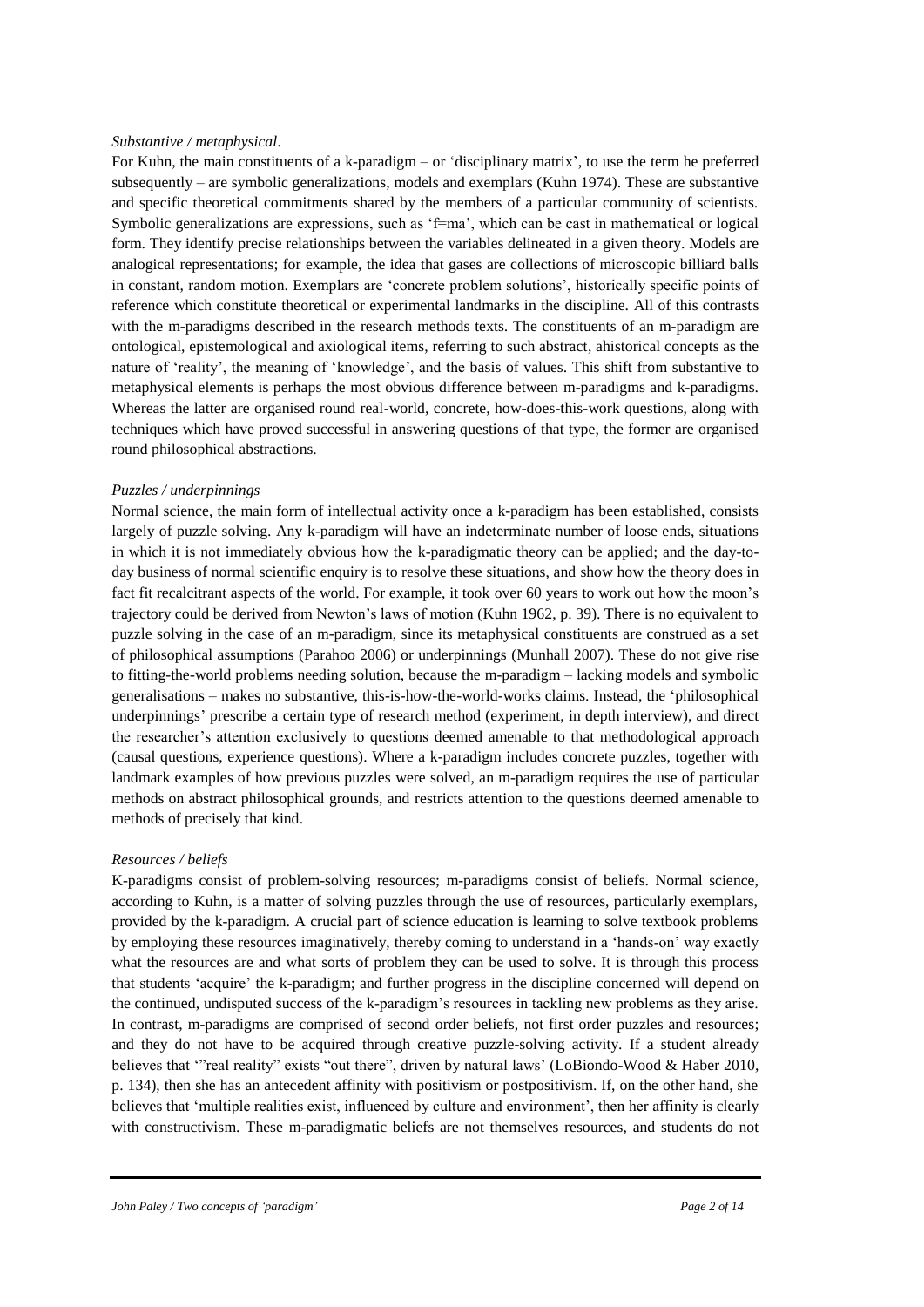*Substantive / metaphysical*.

For Kuhn, the main constituents of a k-paradigm – or 'disciplinary matrix', to use the term he preferred subsequently – are symbolic generalizations, models and exemplars (Kuhn 1974). These are substantive and specific theoretical commitments shared by the members of a particular community of scientists. Symbolic generalizations are expressions, such as 'f=ma', which can be cast in mathematical or logical form. They identify precise relationships between the variables delineated in a given theory. Models are analogical representations; for example, the idea that gases are collections of microscopic billiard balls in constant, random motion. Exemplars are 'concrete problem solutions', historically specific points of reference which constitute theoretical or experimental landmarks in the discipline. All of this contrasts with the m-paradigms described in the research methods texts. The constituents of an m-paradigm are ontological, epistemological and axiological items, referring to such abstract, ahistorical concepts as the nature of 'reality', the meaning of 'knowledge', and the basis of values. This shift from substantive to metaphysical elements is perhaps the most obvious difference between m-paradigms and k-paradigms. Whereas the latter are organised round real-world, concrete, how-does-this-work questions, along with techniques which have proved successful in answering questions of that type, the former are organised round philosophical abstractions.

*Puzzles / underpinnings*

Normal science, the main form of intellectual activity once a k-paradigm has been established, consists largely of puzzle solving. Any k-paradigm will have an indeterminate number of loose ends, situations in which it is not immediately obvious how the k-paradigmatic theory can be applied; and the day-to-day business of normal scientific enquiry is to resolve these situations, and show how the theory does in fact fit recalcitrant aspects of the world. For example, it took over 60 years to work out how the moon's trajectory could be derived from Newton's laws of motion (Kuhn 1962, p. 39). There is no equivalent to puzzle solving in the case of an m-paradigm, since its metaphysical constituents are construed as a set of philosophical assumptions (Parahoo 2006) or underpinnings (Munhall 2007). These do not give rise to fitting-the-world problems needing solution, because the m-paradigm – lacking models and symbolic generalisations – makes no substantive, this-is-how-the-world-works claims. Instead, the 'philosophical underpinnings' prescribe a certain type of research method (experiment, in depth interview), and direct the researcher's attention exclusively to questions deemed amenable to that methodological approach (causal questions, experience questions). Where a k-paradigm includes concrete puzzles, together with landmark examples of how previous puzzles were solved, an m-paradigm requires the use of particular methods on abstract philosophical grounds, and restricts attention to the questions deemed amenable to methods of precisely that kind.

*Resources / beliefs*

K-paradigms consist of problem-solving resources; m-paradigms consist of beliefs. Normal science, according to Kuhn, is a matter of solving puzzles through the use of resources, particularly exemplars, provided by the k-paradigm. A crucial part of science education is learning to solve textbook problems by employing these resources imaginatively, thereby coming to understand in a 'hands-on' way exactly what the resources are and what sorts of problem they can be used to solve. It is through this process that students 'acquire' the k-paradigm; and further progress in the discipline concerned will depend on the continued, undisputed success of the k-paradigm's resources in tackling new problems as they arise. In contrast, m-paradigms are comprised of second order beliefs, not first order puzzles and resources; and they do not have to be acquired through creative puzzle-solving activity. If a student already believes that '"real reality" exists "out there", driven by natural laws' (LoBiondo-Wood & Haber 2010, p. 134), then she has an antecedent affinity with positivism or postpositivism. If, on the other hand, she believes that 'multiple realities exist, influenced by culture and environment', then her affinity is clearly with constructivism. These m-paradigmatic beliefs are not themselves resources, and students do not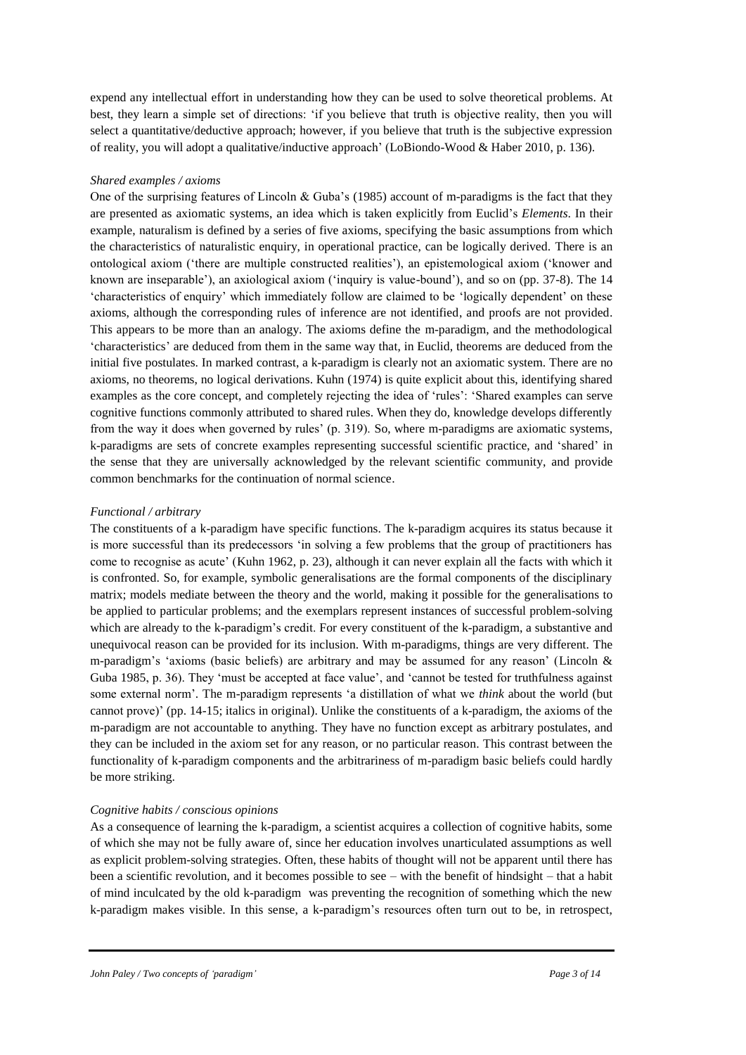expend any intellectual effort in understanding how they can be used to solve theoretical problems. At best, they learn a simple set of directions: 'if you believe that truth is objective reality, then you will select a quantitative/deductive approach; however, if you believe that truth is the subjective expression of reality, you will adopt a qualitative/inductive approach' (LoBiondo-Wood & Haber 2010, p. 136).

*Shared examples / axioms*

One of the surprising features of Lincoln & Guba's (1985) account of m-paradigms is the fact that they are presented as axiomatic systems, an idea which is taken explicitly from Euclid's *Elements*. In their example, naturalism is defined by a series of five axioms, specifying the basic assumptions from which the characteristics of naturalistic enquiry, in operational practice, can be logically derived. There is an ontological axiom ('there are multiple constructed realities'), an epistemological axiom ('knower and known are inseparable'), an axiological axiom ('inquiry is value-bound'), and so on (pp. 37-8). The 14 'characteristics of enquiry' which immediately follow are claimed to be 'logically dependent' on these axioms, although the corresponding rules of inference are not identified, and proofs are not provided. This appears to be more than an analogy. The axioms define the m-paradigm, and the methodological 'characteristics' are deduced from them in the same way that, in Euclid, theorems are deduced from the initial five postulates. In marked contrast, a k-paradigm is clearly not an axiomatic system. There are no axioms, no theorems, no logical derivations. Kuhn (1974) is quite explicit about this, identifying shared examples as the core concept, and completely rejecting the idea of 'rules': 'Shared examples can serve cognitive functions commonly attributed to shared rules. When they do, knowledge develops differently from the way it does when governed by rules' (p. 319). So, where m-paradigms are axiomatic systems, k-paradigms are sets of concrete examples representing successful scientific practice, and 'shared' in the sense that they are universally acknowledged by the relevant scientific community, and provide common benchmarks for the continuation of normal science.

*Functional / arbitrary*

The constituents of a k-paradigm have specific functions. The k-paradigm acquires its status because it is more successful than its predecessors 'in solving a few problems that the group of practitioners has come to recognise as acute' (Kuhn 1962, p. 23), although it can never explain all the facts with which it is confronted. So, for example, symbolic generalisations are the formal components of the disciplinary matrix; models mediate between the theory and the world, making it possible for the generalisations to be applied to particular problems; and the exemplars represent instances of successful problem-solving which are already to the k-paradigm's credit. For every constituent of the k-paradigm, a substantive and unequivocal reason can be provided for its inclusion. With m-paradigms, things are very different. The m-paradigm's 'axioms (basic beliefs) are arbitrary and may be assumed for any reason' (Lincoln & Guba 1985, p. 36). They 'must be accepted at face value', and 'cannot be tested for truthfulness against some external norm'. The m-paradigm represents 'a distillation of what we *think* about the world (but cannot prove)' (pp. 14-15; italics in original). Unlike the constituents of a k-paradigm, the axioms of the m-paradigm are not accountable to anything. They have no function except as arbitrary postulates, and they can be included in the axiom set for any reason, or no particular reason. This contrast between the functionality of k-paradigm components and the arbitrariness of m-paradigm basic beliefs could hardly be more striking.

*Cognitive habits / conscious opinions*

As a consequence of learning the k-paradigm, a scientist acquires a collection of cognitive habits, some of which she may not be fully aware of, since her education involves unarticulated assumptions as well as explicit problem-solving strategies. Often, these habits of thought will not be apparent until there has been a scientific revolution, and it becomes possible to see – with the benefit of hindsight – that a habit of mind inculcated by the old k-paradigm was preventing the recognition of something which the new k-paradigm makes visible. In this sense, a k-paradigm's resources often turn out to be, in retrospect,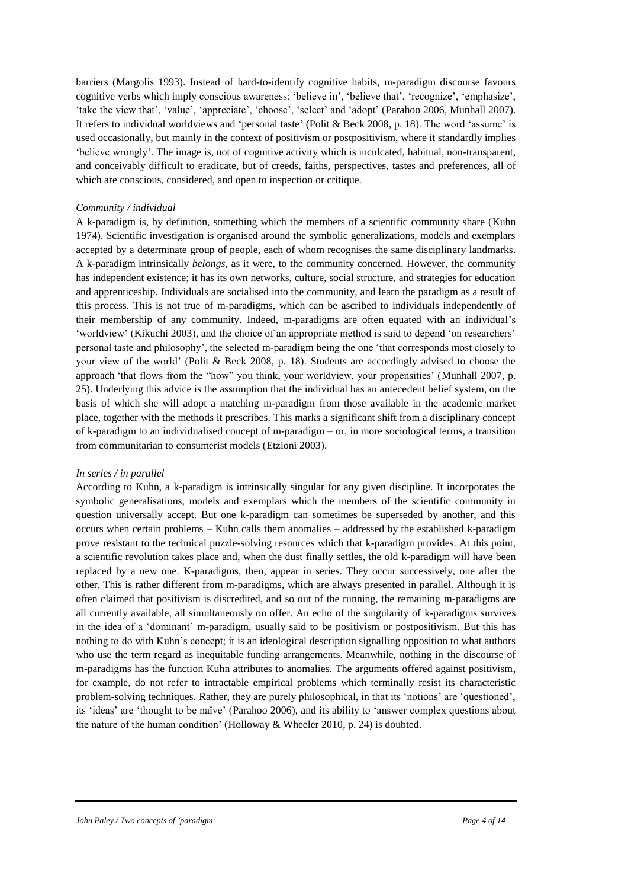barriers (Margolis 1993). Instead of hard-to-identify cognitive habits, m-paradigm discourse favours cognitive verbs which imply conscious awareness: 'believe in', 'believe that', 'recognize', 'emphasize', 'take the view that', 'value', 'appreciate', 'choose', 'select' and 'adopt' (Parahoo 2006, Munhall 2007). It refers to individual worldviews and 'personal taste' (Polit & Beck 2008, p. 18). The word 'assume' is used occasionally, but mainly in the context of positivism or postpositivism, where it standardly implies 'believe wrongly'. The image is, not of cognitive activity which is inculcated, habitual, non-transparent, and conceivably difficult to eradicate, but of creeds, faiths, perspectives, tastes and preferences, all of which are conscious, considered, and open to inspection or critique.

*Community / individual*

A k-paradigm is, by definition, something which the members of a scientific community share (Kuhn 1974). Scientific investigation is organised around the symbolic generalizations, models and exemplars accepted by a determinate group of people, each of whom recognises the same disciplinary landmarks. A k-paradigm intrinsically *belongs*, as it were, to the community concerned. However, the community has independent existence; it has its own networks, culture, social structure, and strategies for education and apprenticeship. Individuals are socialised into the community, and learn the paradigm as a result of this process. This is not true of m-paradigms, which can be ascribed to individuals independently of their membership of any community. Indeed, m-paradigms are often equated with an individual's 'worldview' (Kikuchi 2003), and the choice of an appropriate method is said to depend 'on researchers' personal taste and philosophy', the selected m-paradigm being the one 'that corresponds most closely to your view of the world' (Polit & Beck 2008, p. 18). Students are accordingly advised to choose the approach 'that flows from the "how" you think, your worldview, your propensities' (Munhall 2007, p. 25). Underlying this advice is the assumption that the individual has an antecedent belief system, on the basis of which she will adopt a matching m-paradigm from those available in the academic market place, together with the methods it prescribes. This marks a significant shift from a disciplinary concept of k-paradigm to an individualised concept of m-paradigm – or, in more sociological terms, a transition from communitarian to consumerist models (Etzioni 2003).

*In series / in parallel*

According to Kuhn, a k-paradigm is intrinsically singular for any given discipline. It incorporates the symbolic generalisations, models and exemplars which the members of the scientific community in question universally accept. But one k-paradigm can sometimes be superseded by another, and this occurs when certain problems – Kuhn calls them anomalies – addressed by the established k-paradigm prove resistant to the technical puzzle-solving resources which that k-paradigm provides. At this point, a scientific revolution takes place and, when the dust finally settles, the old k-paradigm will have been replaced by a new one. K-paradigms, then, appear in series. They occur successively, one after the other. This is rather different from m-paradigms, which are always presented in parallel. Although it is often claimed that positivism is discredited, and so out of the running, the remaining m-paradigms are all currently available, all simultaneously on offer. An echo of the singularity of k-paradigms survives in the idea of a 'dominant' m-paradigm, usually said to be positivism or postpositivism. But this has nothing to do with Kuhn's concept; it is an ideological description signalling opposition to what authors who use the term regard as inequitable funding arrangements. Meanwhile, nothing in the discourse of m-paradigms has the function Kuhn attributes to anomalies. The arguments offered against positivism, for example, do not refer to intractable empirical problems which terminally resist its characteristic problem-solving techniques. Rather, they are purely philosophical, in that its 'notions' are 'questioned', its 'ideas' are 'thought to be naïve' (Parahoo 2006), and its ability to 'answer complex questions about the nature of the human condition' (Holloway & Wheeler 2010, p. 24) is doubted.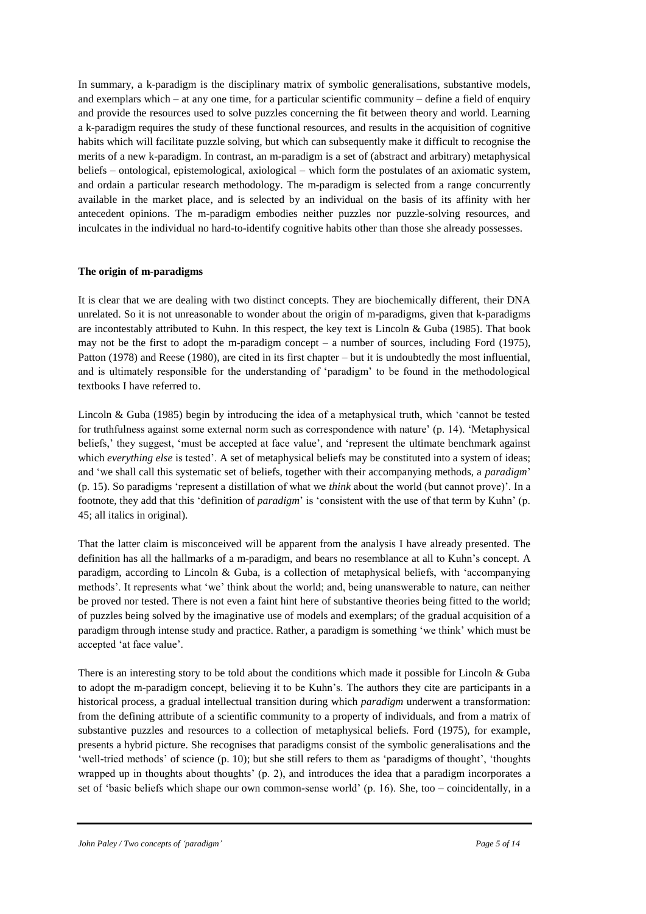In summary, a k-paradigm is the disciplinary matrix of symbolic generalisations, substantive models, and exemplars which – at any one time, for a particular scientific community – define a field of enquiry and provide the resources used to solve puzzles concerning the fit between theory and world. Learning a k-paradigm requires the study of these functional resources, and results in the acquisition of cognitive habits which will facilitate puzzle solving, but which can subsequently make it difficult to recognise the merits of a new k-paradigm. In contrast, an m-paradigm is a set of (abstract and arbitrary) metaphysical beliefs – ontological, epistemological, axiological – which form the postulates of an axiomatic system, and ordain a particular research methodology. The m-paradigm is selected from a range concurrently available in the market place, and is selected by an individual on the basis of its affinity with her antecedent opinions. The m-paradigm embodies neither puzzles nor puzzle-solving resources, and inculcates in the individual no hard-to-identify cognitive habits other than those she already possesses.

**The origin of m-paradigms**

It is clear that we are dealing with two distinct concepts. They are biochemically different, their DNA unrelated. So it is not unreasonable to wonder about the origin of m-paradigms, given that k-paradigms are incontestably attributed to Kuhn. In this respect, the key text is Lincoln & Guba (1985). That book may not be the first to adopt the m-paradigm concept – a number of sources, including Ford (1975), Patton (1978) and Reese (1980), are cited in its first chapter – but it is undoubtedly the most influential, and is ultimately responsible for the understanding of 'paradigm' to be found in the methodological textbooks I have referred to.

Lincoln & Guba (1985) begin by introducing the idea of a metaphysical truth, which 'cannot be tested for truthfulness against some external norm such as correspondence with nature' (p. 14). 'Metaphysical beliefs,' they suggest, 'must be accepted at face value', and 'represent the ultimate benchmark against which *everything else* is tested'. A set of metaphysical beliefs may be constituted into a system of ideas; and 'we shall call this systematic set of beliefs, together with their accompanying methods, a *paradigm*' (p. 15). So paradigms 'represent a distillation of what we *think* about the world (but cannot prove)'. In a footnote, they add that this 'definition of *paradigm*' is 'consistent with the use of that term by Kuhn' (p. 45; all italics in original).

That the latter claim is misconceived will be apparent from the analysis I have already presented. The definition has all the hallmarks of a m-paradigm, and bears no resemblance at all to Kuhn's concept. A paradigm, according to Lincoln & Guba, is a collection of metaphysical beliefs, with 'accompanying methods'. It represents what 'we' think about the world; and, being unanswerable to nature, can neither be proved nor tested. There is not even a faint hint here of substantive theories being fitted to the world; of puzzles being solved by the imaginative use of models and exemplars; of the gradual acquisition of a paradigm through intense study and practice. Rather, a paradigm is something 'we think' which must be accepted 'at face value'.

There is an interesting story to be told about the conditions which made it possible for Lincoln & Guba to adopt the m-paradigm concept, believing it to be Kuhn's. The authors they cite are participants in a historical process, a gradual intellectual transition during which *paradigm* underwent a transformation: from the defining attribute of a scientific community to a property of individuals, and from a matrix of substantive puzzles and resources to a collection of metaphysical beliefs. Ford (1975), for example, presents a hybrid picture. She recognises that paradigms consist of the symbolic generalisations and the 'well-tried methods' of science (p. 10); but she still refers to them as 'paradigms of thought', 'thoughts wrapped up in thoughts about thoughts' (p. 2), and introduces the idea that a paradigm incorporates a set of 'basic beliefs which shape our own common-sense world' (p. 16). She, too – coincidentally, in a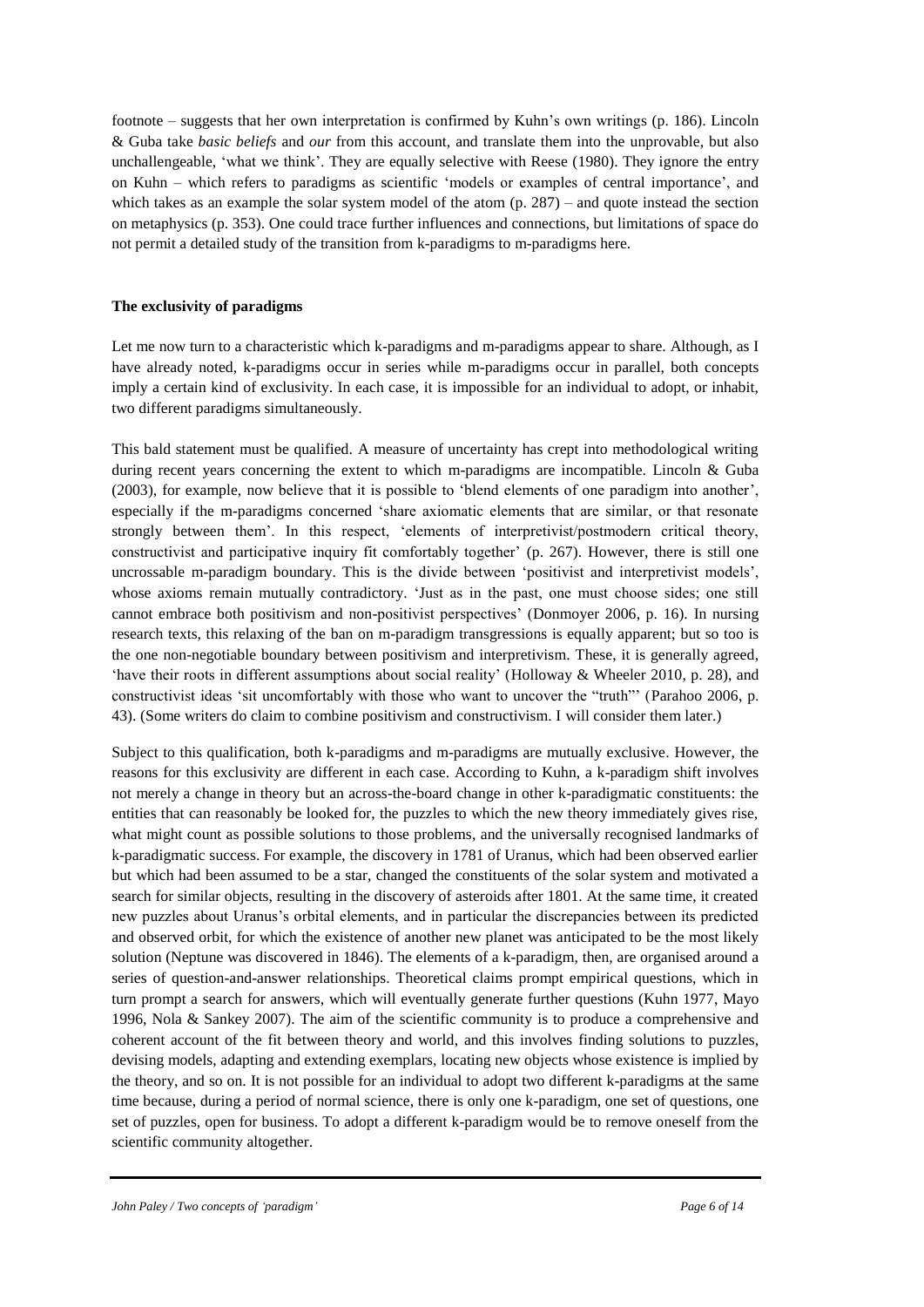footnote – suggests that her own interpretation is confirmed by Kuhn's own writings (p. 186). Lincoln & Guba take *basic beliefs* and *our* from this account, and translate them into the unprovable, but also unchallengeable, 'what we think'. They are equally selective with Reese (1980). They ignore the entry on Kuhn – which refers to paradigms as scientific 'models or examples of central importance', and which takes as an example the solar system model of the atom (p. 287) – and quote instead the section on metaphysics (p. 353). One could trace further influences and connections, but limitations of space do not permit a detailed study of the transition from k-paradigms to m-paradigms here.

**The exclusivity of paradigms**

Let me now turn to a characteristic which k-paradigms and m-paradigms appear to share. Although, as I have already noted, k-paradigms occur in series while m-paradigms occur in parallel, both concepts imply a certain kind of exclusivity. In each case, it is impossible for an individual to adopt, or inhabit, two different paradigms simultaneously.

This bald statement must be qualified. A measure of uncertainty has crept into methodological writing during recent years concerning the extent to which m-paradigms are incompatible. Lincoln & Guba (2003), for example, now believe that it is possible to 'blend elements of one paradigm into another', especially if the m-paradigms concerned 'share axiomatic elements that are similar, or that resonate strongly between them'. In this respect, 'elements of interpretivist/postmodern critical theory, constructivist and participative inquiry fit comfortably together' (p. 267). However, there is still one uncrossable m-paradigm boundary. This is the divide between 'positivist and interpretivist models', whose axioms remain mutually contradictory. 'Just as in the past, one must choose sides; one still cannot embrace both positivism and non-positivist perspectives' (Donmoyer 2006, p. 16). In nursing research texts, this relaxing of the ban on m-paradigm transgressions is equally apparent; but so too is the one non-negotiable boundary between positivism and interpretivism. These, it is generally agreed, 'have their roots in different assumptions about social reality' (Holloway & Wheeler 2010, p. 28), and constructivist ideas 'sit uncomfortably with those who want to uncover the "truth"' (Parahoo 2006, p. 43). (Some writers do claim to combine positivism and constructivism. I will consider them later.)

Subject to this qualification, both k-paradigms and m-paradigms are mutually exclusive. However, the reasons for this exclusivity are different in each case. According to Kuhn, a k-paradigm shift involves not merely a change in theory but an across-the-board change in other k-paradigmatic constituents: the entities that can reasonably be looked for, the puzzles to which the new theory immediately gives rise, what might count as possible solutions to those problems, and the universally recognised landmarks of k-paradigmatic success. For example, the discovery in 1781 of Uranus, which had been observed earlier but which had been assumed to be a star, changed the constituents of the solar system and motivated a search for similar objects, resulting in the discovery of asteroids after 1801. At the same time, it created new puzzles about Uranus's orbital elements, and in particular the discrepancies between its predicted and observed orbit, for which the existence of another new planet was anticipated to be the most likely solution (Neptune was discovered in 1846). The elements of a k-paradigm, then, are organised around a series of question-and-answer relationships. Theoretical claims prompt empirical questions, which in turn prompt a search for answers, which will eventually generate further questions (Kuhn 1977, Mayo 1996, Nola & Sankey 2007). The aim of the scientific community is to produce a comprehensive and coherent account of the fit between theory and world, and this involves finding solutions to puzzles, devising models, adapting and extending exemplars, locating new objects whose existence is implied by the theory, and so on. It is not possible for an individual to adopt two different k-paradigms at the same time because, during a period of normal science, there is only one k-paradigm, one set of questions, one set of puzzles, open for business. To adopt a different k-paradigm would be to remove oneself from the scientific community altogether.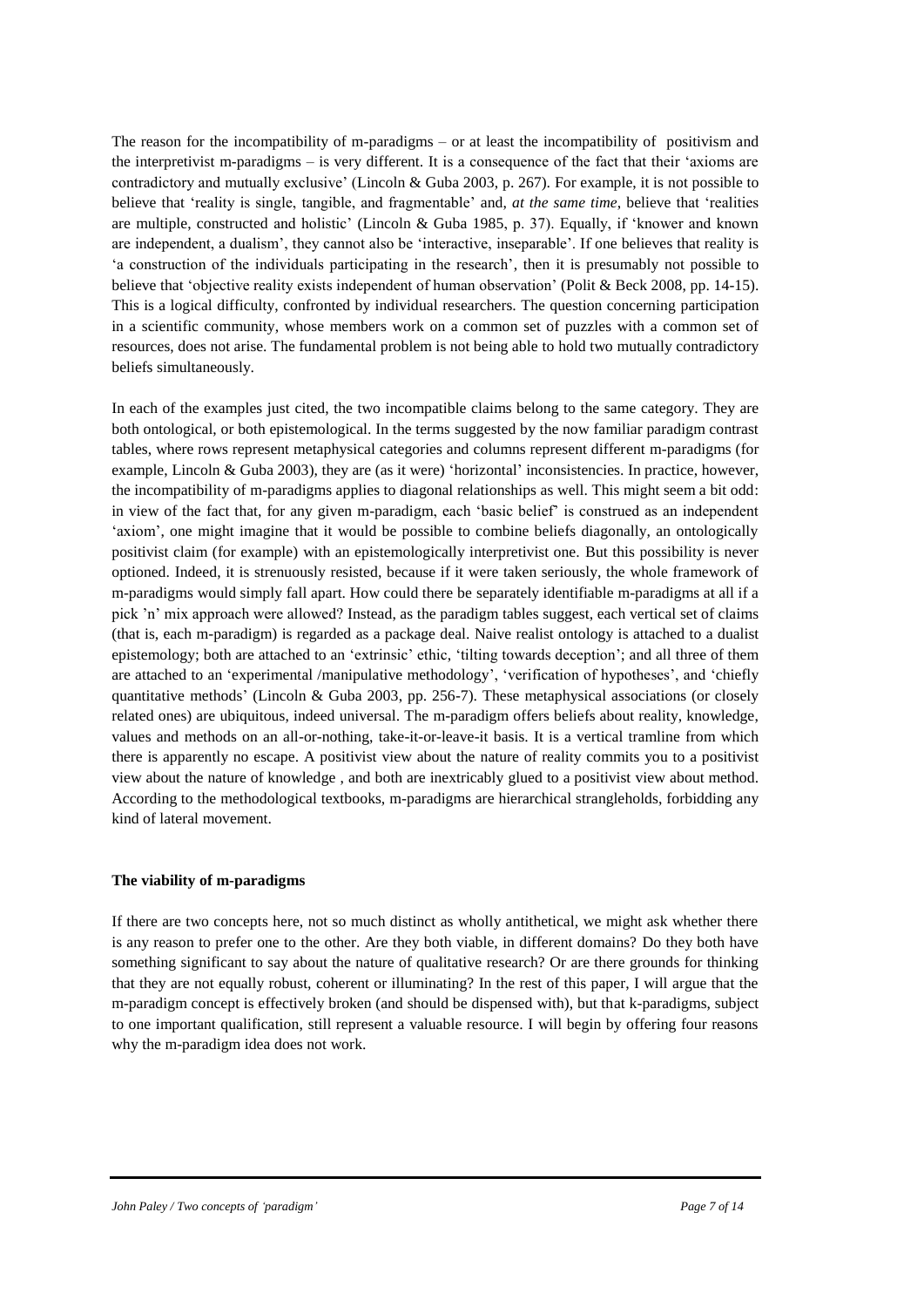The reason for the incompatibility of m-paradigms – or at least the incompatibility of positivism and the interpretivist m-paradigms – is very different. It is a consequence of the fact that their 'axioms are contradictory and mutually exclusive' (Lincoln & Guba 2003, p. 267). For example, it is not possible to believe that 'reality is single, tangible, and fragmentable' and, *at the same time*, believe that 'realities are multiple, constructed and holistic' (Lincoln & Guba 1985, p. 37). Equally, if 'knower and known are independent, a dualism', they cannot also be 'interactive, inseparable'. If one believes that reality is 'a construction of the individuals participating in the research', then it is presumably not possible to believe that 'objective reality exists independent of human observation' (Polit & Beck 2008, pp. 14-15). This is a logical difficulty, confronted by individual researchers. The question concerning participation in a scientific community, whose members work on a common set of puzzles with a common set of resources, does not arise. The fundamental problem is not being able to hold two mutually contradictory beliefs simultaneously.

In each of the examples just cited, the two incompatible claims belong to the same category. They are both ontological, or both epistemological. In the terms suggested by the now familiar paradigm contrast tables, where rows represent metaphysical categories and columns represent different m-paradigms (for example, Lincoln & Guba 2003), they are (as it were) 'horizontal' inconsistencies. In practice, however, the incompatibility of m-paradigms applies to diagonal relationships as well. This might seem a bit odd: in view of the fact that, for any given m-paradigm, each 'basic belief' is construed as an independent 'axiom', one might imagine that it would be possible to combine beliefs diagonally, an ontologically positivist claim (for example) with an epistemologically interpretivist one. But this possibility is never optioned. Indeed, it is strenuously resisted, because if it were taken seriously, the whole framework of m-paradigms would simply fall apart. How could there be separately identifiable m-paradigms at all if a pick 'n' mix approach were allowed? Instead, as the paradigm tables suggest, each vertical set of claims (that is, each m-paradigm) is regarded as a package deal. Naive realist ontology is attached to a dualist epistemology; both are attached to an 'extrinsic' ethic, 'tilting towards deception'; and all three of them are attached to an 'experimental /manipulative methodology', 'verification of hypotheses', and 'chiefly quantitative methods' (Lincoln & Guba 2003, pp. 256-7). These metaphysical associations (or closely related ones) are ubiquitous, indeed universal. The m-paradigm offers beliefs about reality, knowledge, values and methods on an all-or-nothing, take-it-or-leave-it basis. It is a vertical tramline from which there is apparently no escape. A positivist view about the nature of reality commits you to a positivist view about the nature of knowledge , and both are inextricably glued to a positivist view about method. According to the methodological textbooks, m-paradigms are hierarchical strangleholds, forbidding any kind of lateral movement.

**The viability of m-paradigms**

If there are two concepts here, not so much distinct as wholly antithetical, we might ask whether there is any reason to prefer one to the other. Are they both viable, in different domains? Do they both have something significant to say about the nature of qualitative research? Or are there grounds for thinking that they are not equally robust, coherent or illuminating? In the rest of this paper, I will argue that the m-paradigm concept is effectively broken (and should be dispensed with), but that k-paradigms, subject to one important qualification, still represent a valuable resource. I will begin by offering four reasons why the m-paradigm idea does not work.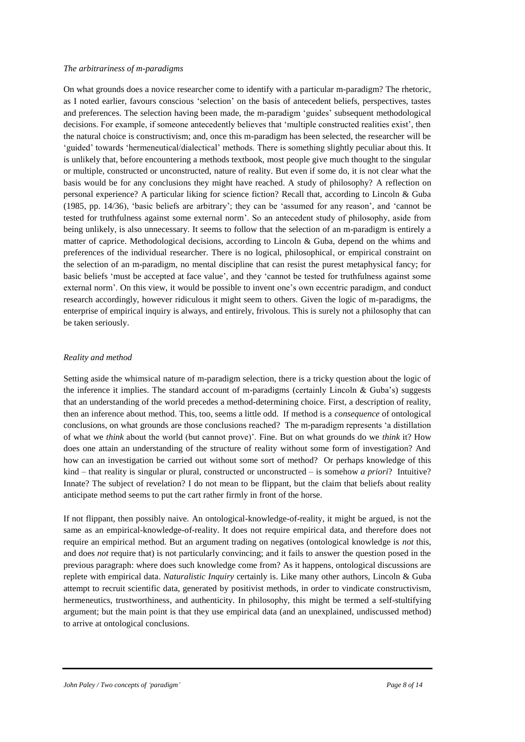### *The arbitrariness of m-paradigms*

On what grounds does a novice researcher come to identify with a particular m-paradigm? The rhetoric, as I noted earlier, favours conscious 'selection' on the basis of antecedent beliefs, perspectives, tastes and preferences. The selection having been made, the m-paradigm 'guides' subsequent methodological decisions. For example, if someone antecedently believes that 'multiple constructed realities exist', then the natural choice is constructivism; and, once this m-paradigm has been selected, the researcher will be 'guided' towards 'hermeneutical/dialectical' methods. There is something slightly peculiar about this. It is unlikely that, before encountering a methods textbook, most people give much thought to the singular or multiple, constructed or unconstructed, nature of reality. But even if some do, it is not clear what the basis would be for any conclusions they might have reached. A study of philosophy? A reflection on personal experience? A particular liking for science fiction? Recall that, according to Lincoln & Guba (1985, pp. 14/36), 'basic beliefs are arbitrary'; they can be 'assumed for any reason', and 'cannot be tested for truthfulness against some external norm'. So an antecedent study of philosophy, aside from being unlikely, is also unnecessary. It seems to follow that the selection of an m-paradigm is entirely a matter of caprice. Methodological decisions, according to Lincoln & Guba, depend on the whims and preferences of the individual researcher. There is no logical, philosophical, or empirical constraint on the selection of an m-paradigm, no mental discipline that can resist the purest metaphysical fancy; for basic beliefs 'must be accepted at face value', and they 'cannot be tested for truthfulness against some external norm'. On this view, it would be possible to invent one's own eccentric paradigm, and conduct research accordingly, however ridiculous it might seem to others. Given the logic of m-paradigms, the enterprise of empirical inquiry is always, and entirely, frivolous. This is surely not a philosophy that can be taken seriously.

### *Reality and method*

Setting aside the whimsical nature of m-paradigm selection, there is a tricky question about the logic of the inference it implies. The standard account of m-paradigms (certainly Lincoln & Guba's) suggests that an understanding of the world precedes a method-determining choice. First, a description of reality, then an inference about method. This, too, seems a little odd. If method is a *consequence* of ontological conclusions, on what grounds are those conclusions reached? The m-paradigm represents 'a distillation of what we *think* about the world (but cannot prove)'. Fine. But on what grounds do we *think* it? How does one attain an understanding of the structure of reality without some form of investigation? And how can an investigation be carried out without some sort of method? Or perhaps knowledge of this kind – that reality is singular or plural, constructed or unconstructed – is somehow *a priori*? Intuitive? Innate? The subject of revelation? I do not mean to be flippant, but the claim that beliefs about reality anticipate method seems to put the cart rather firmly in front of the horse.

If not flippant, then possibly naive. An ontological-knowledge-of-reality, it might be argued, is not the same as an empirical-knowledge-of-reality. It does not require empirical data, and therefore does not require an empirical method. But an argument trading on negatives (ontological knowledge is *not* this, and does *not* require that) is not particularly convincing; and it fails to answer the question posed in the previous paragraph: where does such knowledge come from? As it happens, ontological discussions are replete with empirical data. *Naturalistic Inquiry* certainly is. Like many other authors, Lincoln & Guba attempt to recruit scientific data, generated by positivist methods, in order to vindicate constructivism, hermeneutics, trustworthiness, and authenticity. In philosophy, this might be termed a self-stultifying argument; but the main point is that they use empirical data (and an unexplained, undiscussed method) to arrive at ontological conclusions.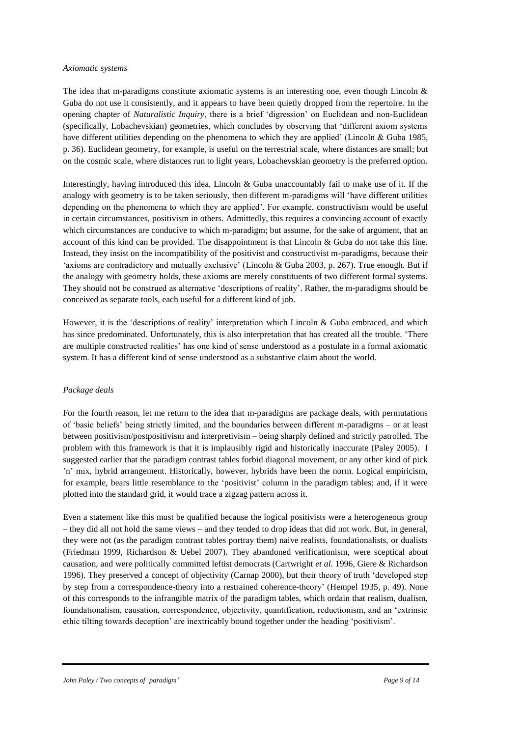*Axiomatic systems*

The idea that m-paradigms constitute axiomatic systems is an interesting one, even though Lincoln & Guba do not use it consistently, and it appears to have been quietly dropped from the repertoire. In the opening chapter of *Naturalistic Inquiry*, there is a brief 'digression' on Euclidean and non-Euclidean (specifically, Lobachevskian) geometries, which concludes by observing that 'different axiom systems have different utilities depending on the phenomena to which they are applied' (Lincoln & Guba 1985, p. 36). Euclidean geometry, for example, is useful on the terrestrial scale, where distances are small; but on the cosmic scale, where distances run to light years, Lobachevskian geometry is the preferred option.

Interestingly, having introduced this idea, Lincoln & Guba unaccountably fail to make use of it. If the analogy with geometry is to be taken seriously, then different m-paradigms will 'have different utilities depending on the phenomena to which they are applied'. For example, constructivism would be useful in certain circumstances, positivism in others. Admittedly, this requires a convincing account of exactly which circumstances are conducive to which m-paradigm; but assume, for the sake of argument, that an account of this kind can be provided. The disappointment is that Lincoln & Guba do not take this line. Instead, they insist on the incompatibility of the positivist and constructivist m-paradigms, because their 'axioms are contradictory and mutually exclusive' (Lincoln & Guba 2003, p. 267). True enough. But if the analogy with geometry holds, these axioms are merely constituents of two different formal systems. They should not be construed as alternative 'descriptions of reality'. Rather, the m-paradigms should be conceived as separate tools, each useful for a different kind of job.

However, it is the 'descriptions of reality' interpretation which Lincoln & Guba embraced, and which has since predominated. Unfortunately, this is also interpretation that has created all the trouble. 'There are multiple constructed realities' has one kind of sense understood as a postulate in a formal axiomatic system. It has a different kind of sense understood as a substantive claim about the world.

*Package deals*

For the fourth reason, let me return to the idea that m-paradigms are package deals, with permutations of 'basic beliefs' being strictly limited, and the boundaries between different m-paradigms – or at least between positivism/postpositivism and interpretivism – being sharply defined and strictly patrolled. The problem with this framework is that it is implausibly rigid and historically inaccurate (Paley 2005). I suggested earlier that the paradigm contrast tables forbid diagonal movement, or any other kind of pick 'n' mix, hybrid arrangement. Historically, however, hybrids have been the norm. Logical empiricism, for example, bears little resemblance to the 'positivist' column in the paradigm tables; and, if it were plotted into the standard grid, it would trace a zigzag pattern across it.

Even a statement like this must be qualified because the logical positivists were a heterogeneous group – they did all not hold the same views – and they tended to drop ideas that did not work. But, in general, they were not (as the paradigm contrast tables portray them) naive realists, foundationalists, or dualists (Friedman 1999, Richardson & Uebel 2007). They abandoned verificationism, were sceptical about causation, and were politically committed leftist democrats (Cartwright *et al.* 1996, Giere & Richardson 1996). They preserved a concept of objectivity (Carnap 2000), but their theory of truth 'developed step by step from a correspondence-theory into a restrained coherence-theory' (Hempel 1935, p. 49). None of this corresponds to the infrangible matrix of the paradigm tables, which ordain that realism, dualism, foundationalism, causation, correspondence, objectivity, quantification, reductionism, and an 'extrinsic ethic tilting towards deception' are inextricably bound together under the heading 'positivism'.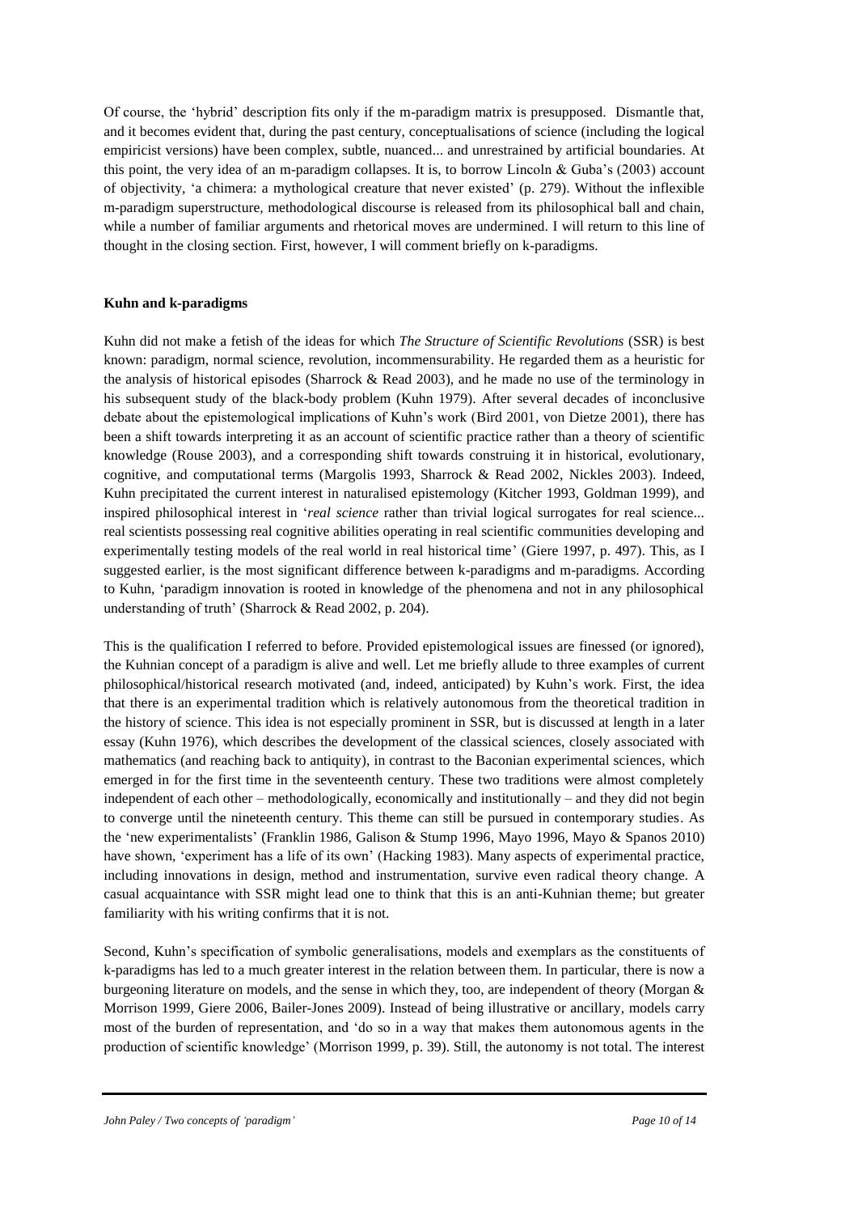Of course, the 'hybrid' description fits only if the m-paradigm matrix is presupposed. Dismantle that, and it becomes evident that, during the past century, conceptualisations of science (including the logical empiricist versions) have been complex, subtle, nuanced... and unrestrained by artificial boundaries. At this point, the very idea of an m-paradigm collapses. It is, to borrow Lincoln & Guba's (2003) account of objectivity, 'a chimera: a mythological creature that never existed' (p. 279). Without the inflexible m-paradigm superstructure, methodological discourse is released from its philosophical ball and chain, while a number of familiar arguments and rhetorical moves are undermined. I will return to this line of thought in the closing section. First, however, I will comment briefly on k-paradigms.

**Kuhn and k-paradigms**

Kuhn did not make a fetish of the ideas for which *The Structure of Scientific Revolutions* (SSR) is best known: paradigm, normal science, revolution, incommensurability. He regarded them as a heuristic for the analysis of historical episodes (Sharrock & Read 2003), and he made no use of the terminology in his subsequent study of the black-body problem (Kuhn 1979). After several decades of inconclusive debate about the epistemological implications of Kuhn's work (Bird 2001, von Dietze 2001), there has been a shift towards interpreting it as an account of scientific practice rather than a theory of scientific knowledge (Rouse 2003), and a corresponding shift towards construing it in historical, evolutionary, cognitive, and computational terms (Margolis 1993, Sharrock & Read 2002, Nickles 2003). Indeed, Kuhn precipitated the current interest in naturalised epistemology (Kitcher 1993, Goldman 1999), and inspired philosophical interest in '*real science* rather than trivial logical surrogates for real science... real scientists possessing real cognitive abilities operating in real scientific communities developing and experimentally testing models of the real world in real historical time' (Giere 1997, p. 497). This, as I suggested earlier, is the most significant difference between k-paradigms and m-paradigms. According to Kuhn, 'paradigm innovation is rooted in knowledge of the phenomena and not in any philosophical understanding of truth' (Sharrock & Read 2002, p. 204).

This is the qualification I referred to before. Provided epistemological issues are finessed (or ignored), the Kuhnian concept of a paradigm is alive and well. Let me briefly allude to three examples of current philosophical/historical research motivated (and, indeed, anticipated) by Kuhn's work. First, the idea that there is an experimental tradition which is relatively autonomous from the theoretical tradition in the history of science. This idea is not especially prominent in SSR, but is discussed at length in a later essay (Kuhn 1976), which describes the development of the classical sciences, closely associated with mathematics (and reaching back to antiquity), in contrast to the Baconian experimental sciences, which emerged in for the first time in the seventeenth century. These two traditions were almost completely independent of each other – methodologically, economically and institutionally – and they did not begin to converge until the nineteenth century. This theme can still be pursued in contemporary studies. As the 'new experimentalists' (Franklin 1986, Galison & Stump 1996, Mayo 1996, Mayo & Spanos 2010) have shown, 'experiment has a life of its own' (Hacking 1983). Many aspects of experimental practice, including innovations in design, method and instrumentation, survive even radical theory change. A casual acquaintance with SSR might lead one to think that this is an anti-Kuhnian theme; but greater familiarity with his writing confirms that it is not.

Second, Kuhn's specification of symbolic generalisations, models and exemplars as the constituents of k-paradigms has led to a much greater interest in the relation between them. In particular, there is now a burgeoning literature on models, and the sense in which they, too, are independent of theory (Morgan & Morrison 1999, Giere 2006, Bailer-Jones 2009). Instead of being illustrative or ancillary, models carry most of the burden of representation, and 'do so in a way that makes them autonomous agents in the production of scientific knowledge' (Morrison 1999, p. 39). Still, the autonomy is not total. The interest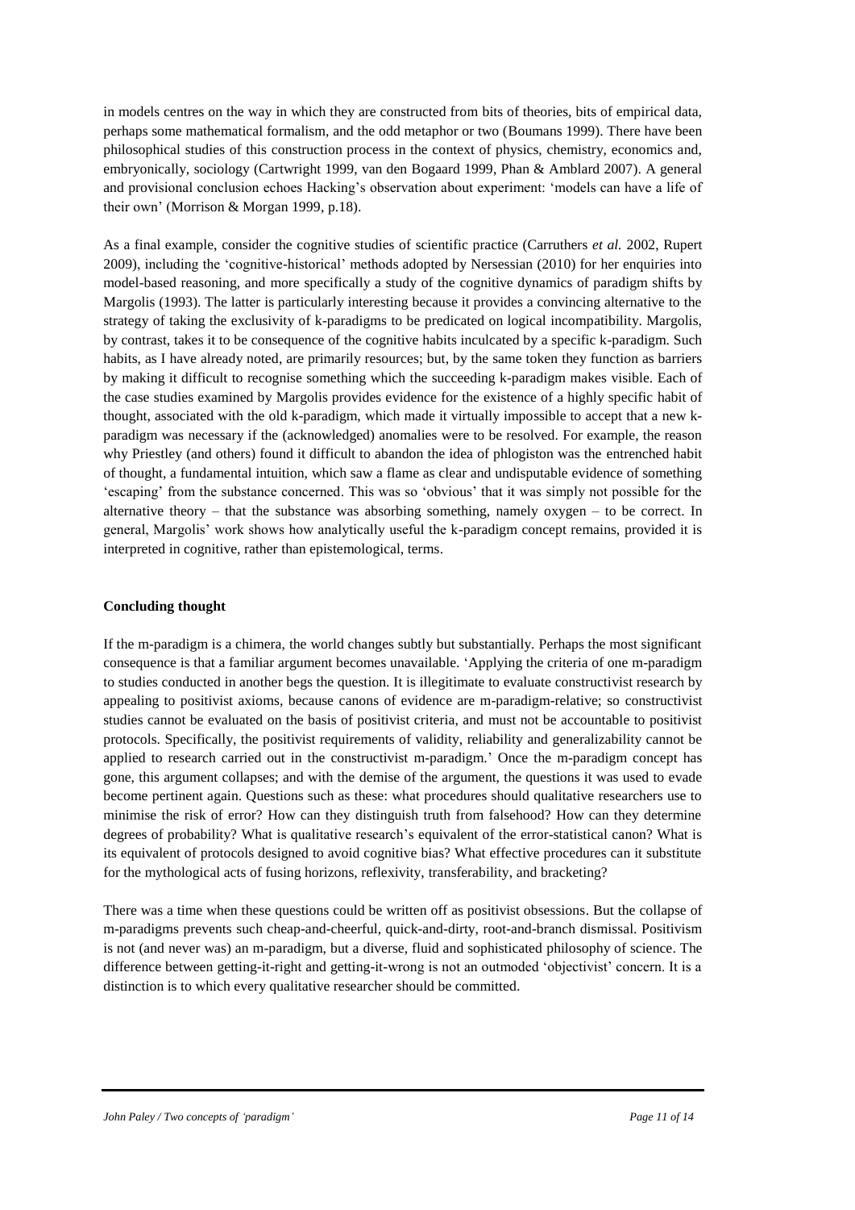in models centres on the way in which they are constructed from bits of theories, bits of empirical data, perhaps some mathematical formalism, and the odd metaphor or two (Boumans 1999). There have been philosophical studies of this construction process in the context of physics, chemistry, economics and, embryonically, sociology (Cartwright 1999, van den Bogaard 1999, Phan & Amblard 2007). A general and provisional conclusion echoes Hacking's observation about experiment: 'models can have a life of their own' (Morrison & Morgan 1999, p.18).

As a final example, consider the cognitive studies of scientific practice (Carruthers *et al.* 2002, Rupert 2009), including the 'cognitive-historical' methods adopted by Nersessian (2010) for her enquiries into model-based reasoning, and more specifically a study of the cognitive dynamics of paradigm shifts by Margolis (1993). The latter is particularly interesting because it provides a convincing alternative to the strategy of taking the exclusivity of k-paradigms to be predicated on logical incompatibility. Margolis, by contrast, takes it to be consequence of the cognitive habits inculcated by a specific k-paradigm. Such habits, as I have already noted, are primarily resources; but, by the same token they function as barriers by making it difficult to recognise something which the succeeding k-paradigm makes visible. Each of the case studies examined by Margolis provides evidence for the existence of a highly specific habit of thought, associated with the old k-paradigm, which made it virtually impossible to accept that a new k-paradigm was necessary if the (acknowledged) anomalies were to be resolved. For example, the reason why Priestley (and others) found it difficult to abandon the idea of phlogiston was the entrenched habit of thought, a fundamental intuition, which saw a flame as clear and undisputable evidence of something 'escaping' from the substance concerned. This was so 'obvious' that it was simply not possible for the alternative theory – that the substance was absorbing something, namely oxygen – to be correct. In general, Margolis' work shows how analytically useful the k-paradigm concept remains, provided it is interpreted in cognitive, rather than epistemological, terms.

## Concluding thought

If the m-paradigm is a chimera, the world changes subtly but substantially. Perhaps the most significant consequence is that a familiar argument becomes unavailable. 'Applying the criteria of one m-paradigm to studies conducted in another begs the question. It is illegitimate to evaluate constructivist research by appealing to positivist axioms, because canons of evidence are m-paradigm-relative; so constructivist studies cannot be evaluated on the basis of positivist criteria, and must not be accountable to positivist protocols. Specifically, the positivist requirements of validity, reliability and generalizability cannot be applied to research carried out in the constructivist m-paradigm.' Once the m-paradigm concept has gone, this argument collapses; and with the demise of the argument, the questions it was used to evade become pertinent again. Questions such as these: what procedures should qualitative researchers use to minimise the risk of error? How can they distinguish truth from falsehood? How can they determine degrees of probability? What is qualitative research's equivalent of the error-statistical canon? What is its equivalent of protocols designed to avoid cognitive bias? What effective procedures can it substitute for the mythological acts of fusing horizons, reflexivity, transferability, and bracketing?

There was a time when these questions could be written off as positivist obsessions. But the collapse of m-paradigms prevents such cheap-and-cheerful, quick-and-dirty, root-and-branch dismissal. Positivism is not (and never was) an m-paradigm, but a diverse, fluid and sophisticated philosophy of science. The difference between getting-it-right and getting-it-wrong is not an outmoded 'objectivist' concern. It is a distinction is to which every qualitative researcher should be committed.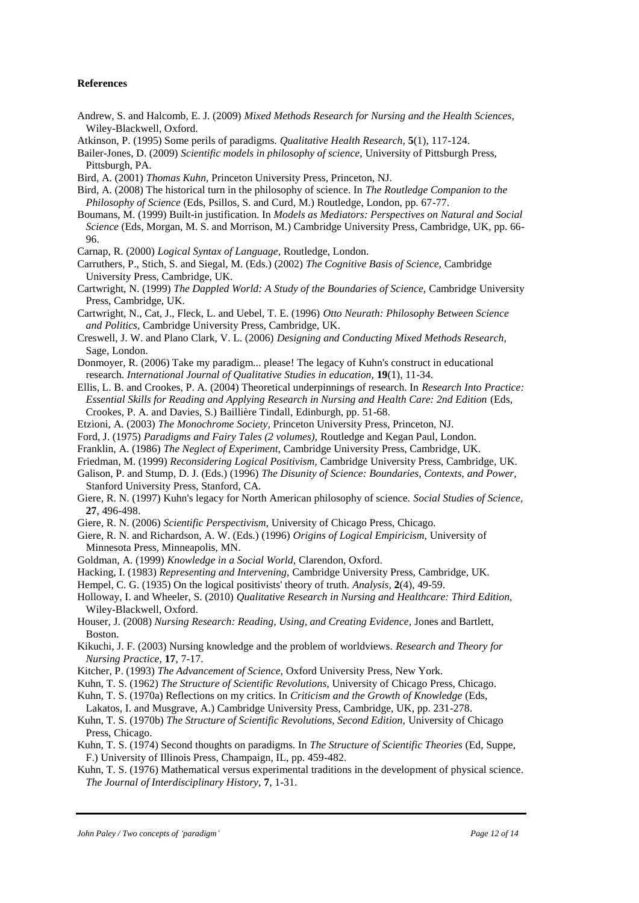**References**

Andrew, S. and Halcomb, E. J. (2009) *Mixed Methods Research for Nursing and the Health Sciences,* Wiley-Blackwell, Oxford.

Atkinson, P. (1995) Some perils of paradigms. *Qualitative Health Research,* **5**(1), 117-124.

Bailer-Jones, D. (2009) *Scientific models in philosophy of science,* University of Pittsburgh Press, Pittsburgh, PA.

Bird, A. (2001) *Thomas Kuhn,* Princeton University Press, Princeton, NJ.

Bird, A. (2008) The historical turn in the philosophy of science. In *The Routledge Companion to the Philosophy of Science* (Eds, Psillos, S. and Curd, M.) Routledge, London, pp. 67-77.

Boumans, M. (1999) Built-in justification. In *Models as Mediators: Perspectives on Natural and Social Science* (Eds, Morgan, M. S. and Morrison, M.) Cambridge University Press, Cambridge, UK, pp. 66-96.

Carnap, R. (2000) *Logical Syntax of Language,* Routledge, London.

Carruthers, P., Stich, S. and Siegal, M. (Eds.) (2002) *The Cognitive Basis of Science,* Cambridge University Press, Cambridge, UK.

Cartwright, N. (1999) *The Dappled World: A Study of the Boundaries of Science,* Cambridge University Press, Cambridge, UK.

Cartwright, N., Cat, J., Fleck, L. and Uebel, T. E. (1996) *Otto Neurath: Philosophy Between Science and Politics,* Cambridge University Press, Cambridge, UK.

Creswell, J. W. and Plano Clark, V. L. (2006) *Designing and Conducting Mixed Methods Research,* Sage, London.

Donmoyer, R. (2006) Take my paradigm... please! The legacy of Kuhn's construct in educational research. *International Journal of Qualitative Studies in education,* **19**(1), 11-34.

Ellis, L. B. and Crookes, P. A. (2004) Theoretical underpinnings of research. In *Research Into Practice: Essential Skills for Reading and Applying Research in Nursing and Health Care: 2nd Edition* (Eds, Crookes, P. A. and Davies, S.) Baillière Tindall, Edinburgh, pp. 51-68.

Etzioni, A. (2003) *The Monochrome Society,* Princeton University Press, Princeton, NJ.

Ford, J. (1975) *Paradigms and Fairy Tales (2 volumes),* Routledge and Kegan Paul, London.

Franklin, A. (1986) *The Neglect of Experiment,* Cambridge University Press, Cambridge, UK.

Friedman, M. (1999) *Reconsidering Logical Positivism,* Cambridge University Press, Cambridge, UK.

Galison, P. and Stump, D. J. (Eds.) (1996) *The Disunity of Science: Boundaries, Contexts, and Power,* Stanford University Press, Stanford, CA.

Giere, R. N. (1997) Kuhn's legacy for North American philosophy of science. *Social Studies of Science,* **27**, 496-498.

Giere, R. N. (2006) *Scientific Perspectivism,* University of Chicago Press, Chicago.

Giere, R. N. and Richardson, A. W. (Eds.) (1996) *Origins of Logical Empiricism,* University of Minnesota Press, Minneapolis, MN.

Goldman, A. (1999) *Knowledge in a Social World,* Clarendon, Oxford.

Hacking, I. (1983) *Representing and Intervening,* Cambridge University Press, Cambridge, UK.

Hempel, C. G. (1935) On the logical positivists' theory of truth. *Analysis,* **2**(4), 49-59.

Holloway, I. and Wheeler, S. (2010) *Qualitative Research in Nursing and Healthcare: Third Edition,* Wiley-Blackwell, Oxford.

Houser, J. (2008) *Nursing Research: Reading, Using, and Creating Evidence,* Jones and Bartlett, Boston.

Kikuchi, J. F. (2003) Nursing knowledge and the problem of worldviews. *Research and Theory for Nursing Practice,* **17**, 7-17.

Kitcher, P. (1993) *The Advancement of Science,* Oxford University Press, New York.

Kuhn, T. S. (1962) *The Structure of Scientific Revolutions,* University of Chicago Press, Chicago.

Kuhn, T. S. (1970a) Reflections on my critics. In *Criticism and the Growth of Knowledge* (Eds, Lakatos, I. and Musgrave, A.) Cambridge University Press, Cambridge, UK, pp. 231-278.

Kuhn, T. S. (1970b) *The Structure of Scientific Revolutions, Second Edition,* University of Chicago Press, Chicago.

Kuhn, T. S. (1974) Second thoughts on paradigms. In *The Structure of Scientific Theories* (Ed, Suppe, F.) University of Illinois Press, Champaign, IL, pp. 459-482.

Kuhn, T. S. (1976) Mathematical versus experimental traditions in the development of physical science. *The Journal of Interdisciplinary History,* **7**, 1-31.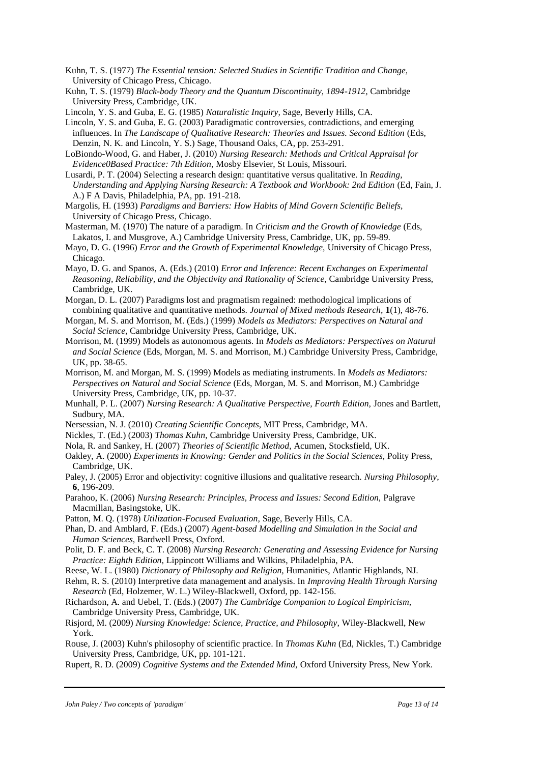Kuhn, T. S. (1977) *The Essential tension: Selected Studies in Scientific Tradition and Change,* University of Chicago Press, Chicago.

Kuhn, T. S. (1979) *Black-body Theory and the Quantum Discontinuity, 1894-1912,* Cambridge University Press, Cambridge, UK.

Lincoln, Y. S. and Guba, E. G. (1985) *Naturalistic Inquiry,* Sage, Beverly Hills, CA.

Lincoln, Y. S. and Guba, E. G. (2003) Paradigmatic controversies, contradictions, and emerging influences. In *The Landscape of Qualitative Research: Theories and Issues. Second Edition* (Eds, Denzin, N. K. and Lincoln, Y. S.) Sage, Thousand Oaks, CA, pp. 253-291.

LoBiondo-Wood, G. and Haber, J. (2010) *Nursing Research: Methods and Critical Appraisal for Evidence0Based Practice: 7th Edition,* Mosby Elsevier, St Louis, Missouri.

Lusardi, P. T. (2004) Selecting a research design: quantitative versus qualitative. In *Reading, Understanding and Applying Nursing Research: A Textbook and Workbook: 2nd Edition* (Ed, Fain, J. A.) F A Davis, Philadelphia, PA, pp. 191-218.

Margolis, H. (1993) *Paradigms and Barriers: How Habits of Mind Govern Scientific Beliefs,* University of Chicago Press, Chicago.

Masterman, M. (1970) The nature of a paradigm. In *Criticism and the Growth of Knowledge* (Eds, Lakatos, I. and Musgrove, A.) Cambridge University Press, Cambridge, UK, pp. 59-89.

Mayo, D. G. (1996) *Error and the Growth of Experimental Knowledge,* University of Chicago Press, Chicago.

Mayo, D. G. and Spanos, A. (Eds.) (2010) *Error and Inference: Recent Exchanges on Experimental Reasoning, Reliability, and the Objectivity and Rationality of Science,* Cambridge University Press, Cambridge, UK.

Morgan, D. L. (2007) Paradigms lost and pragmatism regained: methodological implications of combining qualitative and quantitative methods. *Journal of Mixed methods Research,* **1**(1), 48-76.

Morgan, M. S. and Morrison, M. (Eds.) (1999) *Models as Mediators: Perspectives on Natural and Social Science,* Cambridge University Press, Cambridge, UK.

Morrison, M. (1999) Models as autonomous agents. In *Models as Mediators: Perspectives on Natural and Social Science* (Eds, Morgan, M. S. and Morrison, M.) Cambridge University Press, Cambridge, UK, pp. 38-65.

Morrison, M. and Morgan, M. S. (1999) Models as mediating instruments. In *Models as Mediators: Perspectives on Natural and Social Science* (Eds, Morgan, M. S. and Morrison, M.) Cambridge University Press, Cambridge, UK, pp. 10-37.

Munhall, P. L. (2007) *Nursing Research: A Qualitative Perspective, Fourth Edition,* Jones and Bartlett, Sudbury, MA.

Nersessian, N. J. (2010) *Creating Scientific Concepts,* MIT Press, Cambridge, MA.

Nickles, T. (Ed.) (2003) *Thomas Kuhn,* Cambridge University Press, Cambridge, UK.

Nola, R. and Sankey, H. (2007) *Theories of Scientific Method,* Acumen, Stocksfield, UK.

Oakley, A. (2000) *Experiments in Knowing: Gender and Politics in the Social Sciences,* Polity Press, Cambridge, UK.

Paley, J. (2005) Error and objectivity: cognitive illusions and qualitative research. *Nursing Philosophy,* **6**, 196-209.

Parahoo, K. (2006) *Nursing Research: Principles, Process and Issues: Second Edition,* Palgrave Macmillan, Basingstoke, UK.

Patton, M. Q. (1978) *Utilization-Focused Evaluation,* Sage, Beverly Hills, CA.

Phan, D. and Amblard, F. (Eds.) (2007) *Agent-based Modelling and Simulation in the Social and Human Sciences,* Bardwell Press, Oxford.

Polit, D. F. and Beck, C. T. (2008) *Nursing Research: Generating and Assessing Evidence for Nursing Practice: Eighth Edition,* Lippincott Williams and Wilkins, Philadelphia, PA.

Reese, W. L. (1980) *Dictionary of Philosophy and Religion,* Humanities, Atlantic Highlands, NJ.

Rehm, R. S. (2010) Interpretive data management and analysis. In *Improving Health Through Nursing Research* (Ed, Holzemer, W. L.) Wiley-Blackwell, Oxford, pp. 142-156.

Richardson, A. and Uebel, T. (Eds.) (2007) *The Cambridge Companion to Logical Empiricism,* Cambridge University Press, Cambridge, UK.

Risjord, M. (2009) *Nursing Knowledge: Science, Practice, and Philosophy,* Wiley-Blackwell, New York.

Rouse, J. (2003) Kuhn's philosophy of scientific practice. In *Thomas Kuhn* (Ed, Nickles, T.) Cambridge University Press, Cambridge, UK, pp. 101-121.

Rupert, R. D. (2009) *Cognitive Systems and the Extended Mind,* Oxford University Press, New York.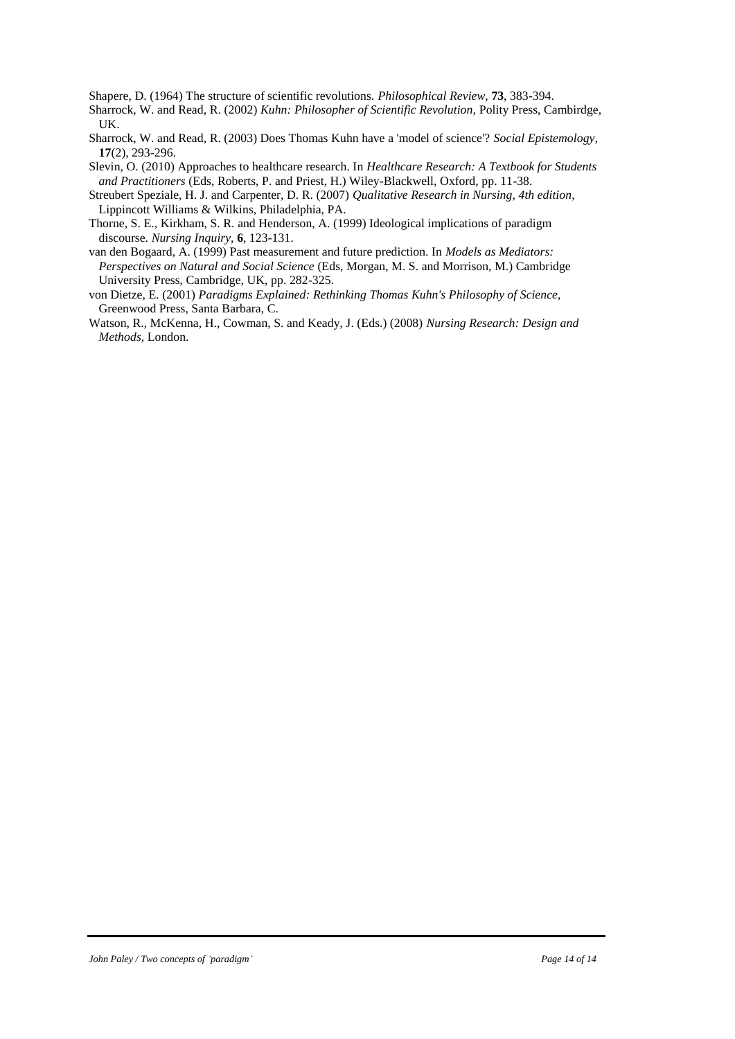Shapere, D. (1964) The structure of scientific revolutions. *Philosophical Review,* **73**, 383-394.

Sharrock, W. and Read, R. (2002) *Kuhn: Philosopher of Scientific Revolution,* Polity Press, Cambirdge, UK.

Sharrock, W. and Read, R. (2003) Does Thomas Kuhn have a 'model of science'? *Social Epistemology,* **17**(2), 293-296.

Slevin, O. (2010) Approaches to healthcare research. In *Healthcare Research: A Textbook for Students and Practitioners* (Eds, Roberts, P. and Priest, H.) Wiley-Blackwell, Oxford, pp. 11-38.

Streubert Speziale, H. J. and Carpenter, D. R. (2007) *Qualitative Research in Nursing, 4th edition,* Lippincott Williams & Wilkins, Philadelphia, PA.

Thorne, S. E., Kirkham, S. R. and Henderson, A. (1999) Ideological implications of paradigm discourse. *Nursing Inquiry,* **6**, 123-131.

van den Bogaard, A. (1999) Past measurement and future prediction. In *Models as Mediators: Perspectives on Natural and Social Science* (Eds, Morgan, M. S. and Morrison, M.) Cambridge University Press, Cambridge, UK, pp. 282-325.

von Dietze, E. (2001) *Paradigms Explained: Rethinking Thomas Kuhn's Philosophy of Science,* Greenwood Press, Santa Barbara, C.

Watson, R., McKenna, H., Cowman, S. and Keady, J. (Eds.) (2008) *Nursing Research: Design and Methods,* London.